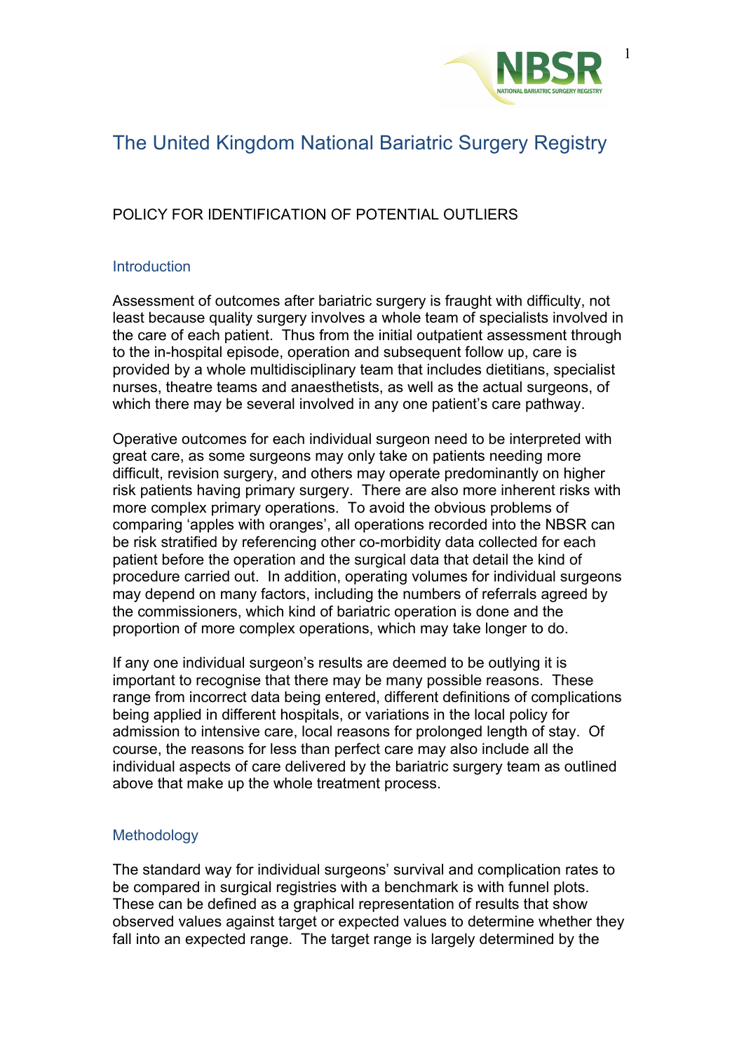# The United Kingdom National Bariatric Surgery Registry

## POLICY FOR IDENTIFICATION OF POTENTIAL OUTLIERS

### Introduction

Assessment of outcomes after bariatric surgery is fraught with difficulty, not least because quality surgery involves a whole team of specialists involved in the care of each patient. Thus from the initial outpatient assessment through to the in-hospital episode, operation and subsequent follow up, care is provided by a whole multidisciplinary team that includes dietitians, specialist nurses, theatre teams and anaesthetists, as well as the actual surgeons, of which there may be several involved in any one patient's care pathway.

Operative outcomes for each individual surgeon need to be interpreted with great care, as some surgeons may only take on patients needing more difficult, revision surgery, and others may operate predominantly on higher risk patients having primary surgery. There are also more inherent risks with more complex primary operations. To avoid the obvious problems of comparing 'apples with oranges', all operations recorded into the NBSR can be risk stratified by referencing other co-morbidity data collected for each patient before the operation and the surgical data that detail the kind of procedure carried out. In addition, operating volumes for individual surgeons may depend on many factors, including the numbers of referrals agreed by the commissioners, which kind of bariatric operation is done and the proportion of more complex operations, which may take longer to do.

If any one individual surgeon's results are deemed to be outlying it is important to recognise that there may be many possible reasons. These range from incorrect data being entered, different definitions of complications being applied in different hospitals, or variations in the local policy for admission to intensive care, local reasons for prolonged length of stay. Of course, the reasons for less than perfect care may also include all the individual aspects of care delivered by the bariatric surgery team as outlined above that make up the whole treatment process.

### Methodology

The standard way for individual surgeons' survival and complication rates to be compared in surgical registries with a benchmark is with funnel plots. These can be defined as a graphical representation of results that show observed values against target or expected values to determine whether they fall into an expected range. The target range is largely determined by the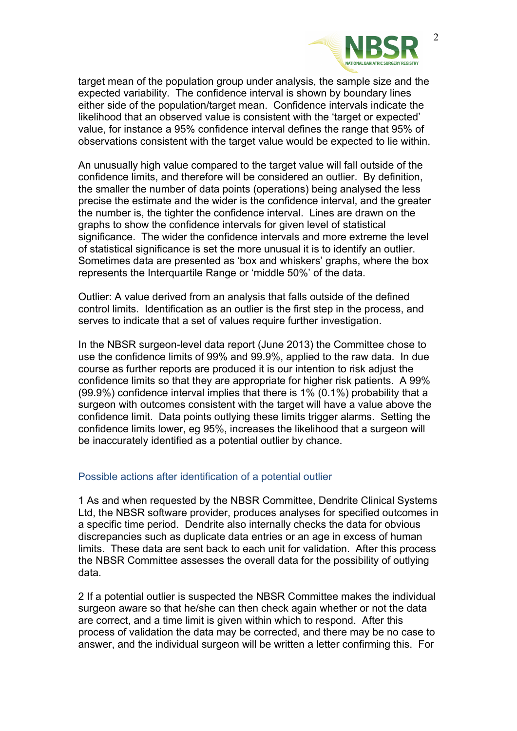target mean of the population group under analysis, the sample size and the expected variability. The confidence interval is shown by boundary lines either side of the population/target mean. Confidence intervals indicate the likelihood that an observed value is consistent with the 'target or expected' value, for instance a 95% confidence interval defines the range that 95% of observations consistent with the target value would be expected to lie within.

An unusually high value compared to the target value will fall outside of the confidence limits, and therefore will be considered an outlier. By definition, the smaller the number of data points (operations) being analysed the less precise the estimate and the wider is the confidence interval, and the greater the number is, the tighter the confidence interval. Lines are drawn on the graphs to show the confidence intervals for given level of statistical significance. The wider the confidence intervals and more extreme the level of statistical significance is set the more unusual it is to identify an outlier. Sometimes data are presented as 'box and whiskers' graphs, where the box represents the Interquartile Range or 'middle 50%' of the data.

Outlier: A value derived from an analysis that falls outside of the defined control limits. Identification as an outlier is the first step in the process, and serves to indicate that a set of values require further investigation.

In the NBSR surgeon-level data report (June 2013) the Committee chose to use the confidence limits of 99% and 99.9%, applied to the raw data. In due course as further reports are produced it is our intention to risk adjust the confidence limits so that they are appropriate for higher risk patients. A 99% (99.9%) confidence interval implies that there is 1% (0.1%) probability that a surgeon with outcomes consistent with the target will have a value above the confidence limit. Data points outlying these limits trigger alarms. Setting the confidence limits lower, eg 95%, increases the likelihood that a surgeon will be inaccurately identified as a potential outlier by chance.

## Possible actions after identification of a potential outlier

1 As and when requested by the NBSR Committee, Dendrite Clinical Systems Ltd, the NBSR software provider, produces analyses for specified outcomes in a specific time period. Dendrite also internally checks the data for obvious discrepancies such as duplicate data entries or an age in excess of human limits. These data are sent back to each unit for validation. After this process the NBSR Committee assesses the overall data for the possibility of outlying data.

2 If a potential outlier is suspected the NBSR Committee makes the individual surgeon aware so that he/she can then check again whether or not the data are correct, and a time limit is given within which to respond. After this process of validation the data may be corrected, and there may be no case to answer, and the individual surgeon will be written a letter confirming this. For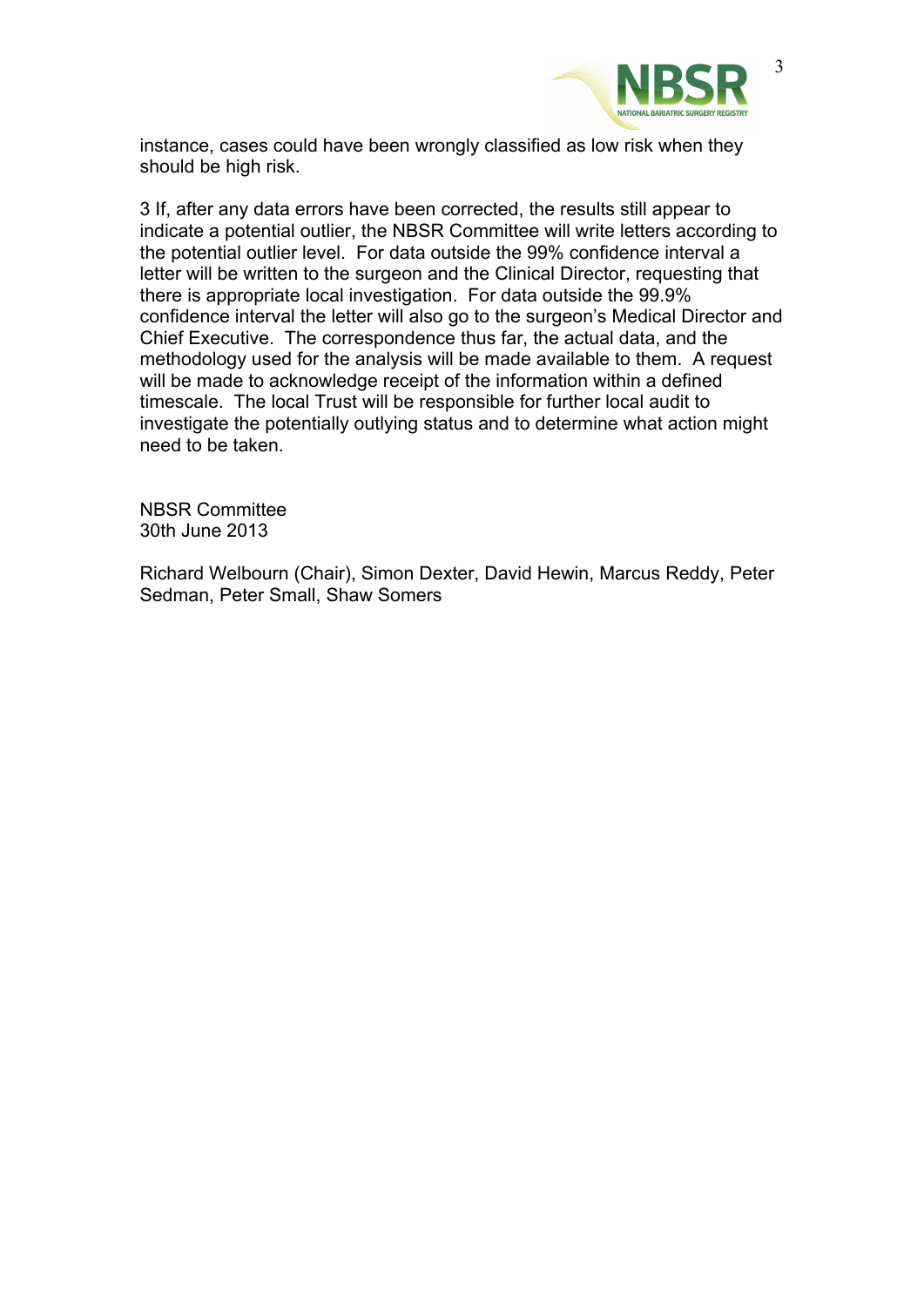instance, cases could have been wrongly classified as low risk when they should be high risk.

3 If, after any data errors have been corrected, the results still appear to indicate a potential outlier, the NBSR Committee will write letters according to the potential outlier level. For data outside the 99% confidence interval a letter will be written to the surgeon and the Clinical Director, requesting that there is appropriate local investigation. For data outside the 99.9% confidence interval the letter will also go to the surgeon's Medical Director and Chief Executive. The correspondence thus far, the actual data, and the methodology used for the analysis will be made available to them. A request will be made to acknowledge receipt of the information within a defined timescale. The local Trust will be responsible for further local audit to investigate the potentially outlying status and to determine what action might need to be taken.

NBSR Committee
30th June 2013

Richard Welbourn (Chair), Simon Dexter, David Hewin, Marcus Reddy, Peter Sedman, Peter Small, Shaw Somers